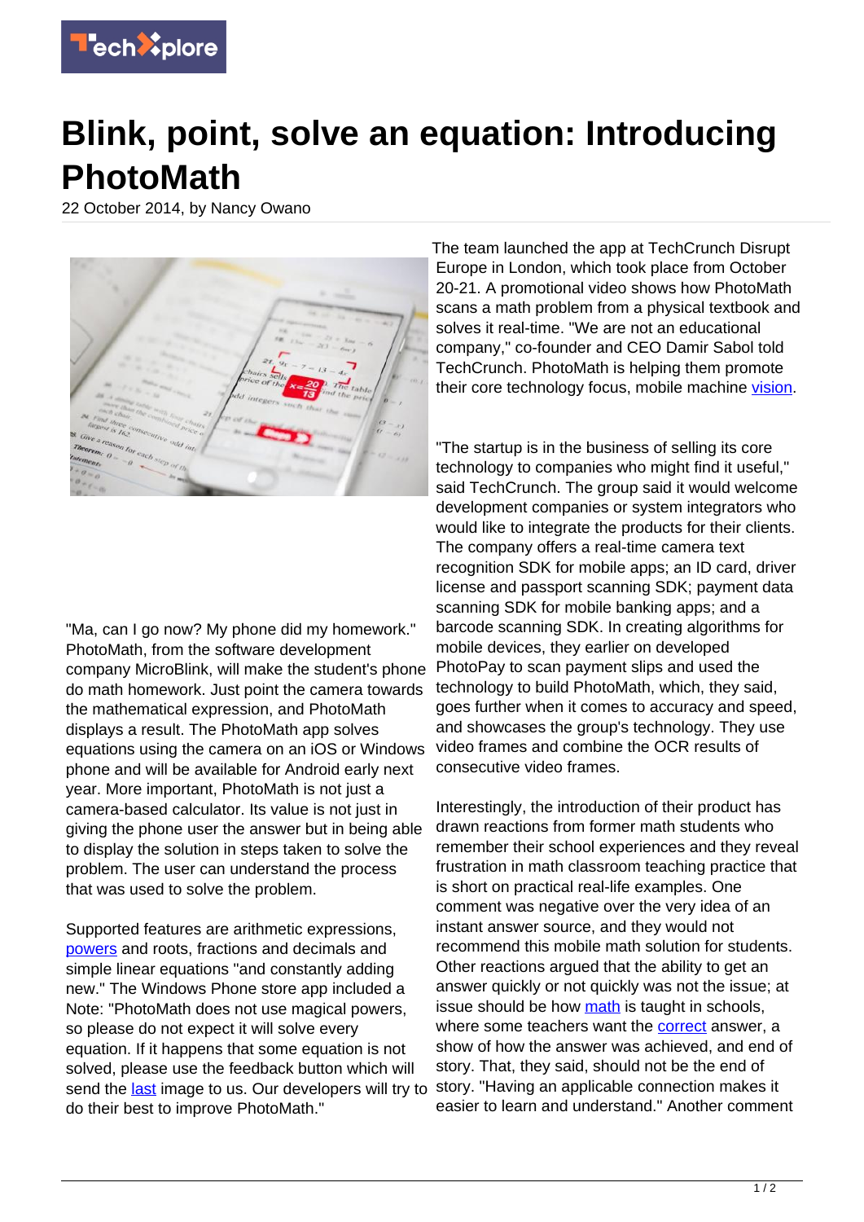# Blink, point, solve an equation: Introducing PhotoMath

22 October 2014, by Nancy Owano

"Ma, can I go now? My phone did my homework." PhotoMath, from the software development company MicroBlink, will make the student's phone do math homework. Just point the camera towards the mathematical expression, and PhotoMath displays a result. The PhotoMath app solves equations using the camera on an iOS or Windows phone and will be available for Android early next year. More important, PhotoMath is not just a camera-based calculator. Its value is not just in giving the phone user the answer but in being able to display the solution in steps taken to solve the problem. The user can understand the process that was used to solve the problem.

Supported features are arithmetic expressions, powers and roots, fractions and decimals and simple linear equations "and constantly adding new." The Windows Phone store app included a Note: "PhotoMath does not use magical powers, so please do not expect it will solve every equation. If it happens that some equation is not solved, please use the feedback button which will send the last image to us. Our developers will try to do their best to improve PhotoMath."

The team launched the app at TechCrunch Disrupt Europe in London, which took place from October 20-21. A promotional video shows how PhotoMath scans a math problem from a physical textbook and solves it real-time. "We are not an educational company," co-founder and CEO Damir Sabol told TechCrunch. PhotoMath is helping them promote their core technology focus, mobile machine vision.

"The startup is in the business of selling its core technology to companies who might find it useful," said TechCrunch. The group said it would welcome development companies or system integrators who would like to integrate the products for their clients. The company offers a real-time camera text recognition SDK for mobile apps; an ID card, driver license and passport scanning SDK; payment data scanning SDK for mobile banking apps; and a barcode scanning SDK. In creating algorithms for mobile devices, they earlier on developed PhotoPay to scan payment slips and used the technology to build PhotoMath, which, they said, goes further when it comes to accuracy and speed, and showcases the group's technology. They use video frames and combine the OCR results of consecutive video frames.

Interestingly, the introduction of their product has drawn reactions from former math students who remember their school experiences and they reveal frustration in math classroom teaching practice that is short on practical real-life examples. One comment was negative over the very idea of an instant answer source, and they would not recommend this mobile math solution for students. Other reactions argued that the ability to get an answer quickly or not quickly was not the issue; at issue should be how math is taught in schools, where some teachers want the correct answer, a show of how the answer was achieved, and end of story. That, they said, should not be the end of story. "Having an applicable connection makes it easier to learn and understand." Another comment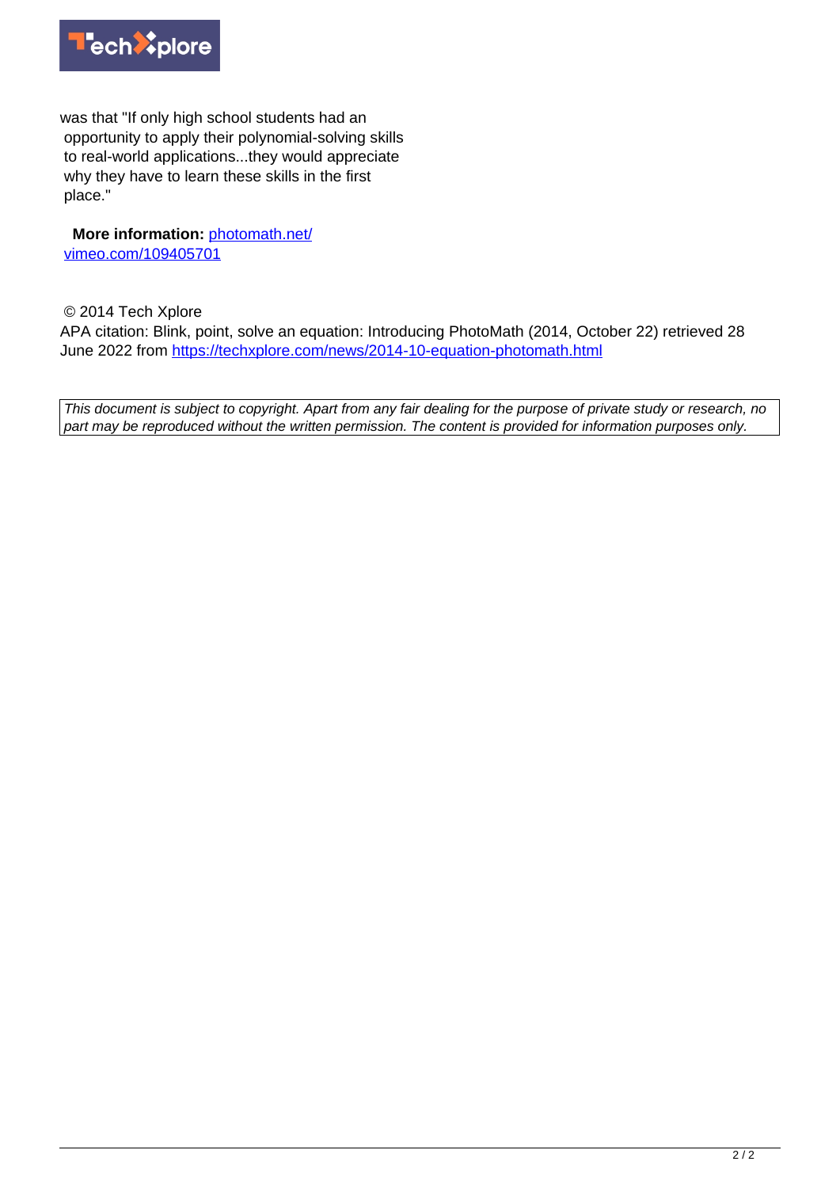was that "If only high school students had an opportunity to apply their polynomial-solving skills to real-world applications...they would appreciate why they have to learn these skills in the first place."

**More information:** photomath.net/
vimeo.com/109405701

© 2014 Tech Xplore

APA citation: Blink, point, solve an equation: Introducing PhotoMath (2014, October 22) retrieved 28 June 2022 from https://techxplore.com/news/2014-10-equation-photomath.html

*This document is subject to copyright. Apart from any fair dealing for the purpose of private study or research, no part may be reproduced without the written permission. The content is provided for information purposes only.*